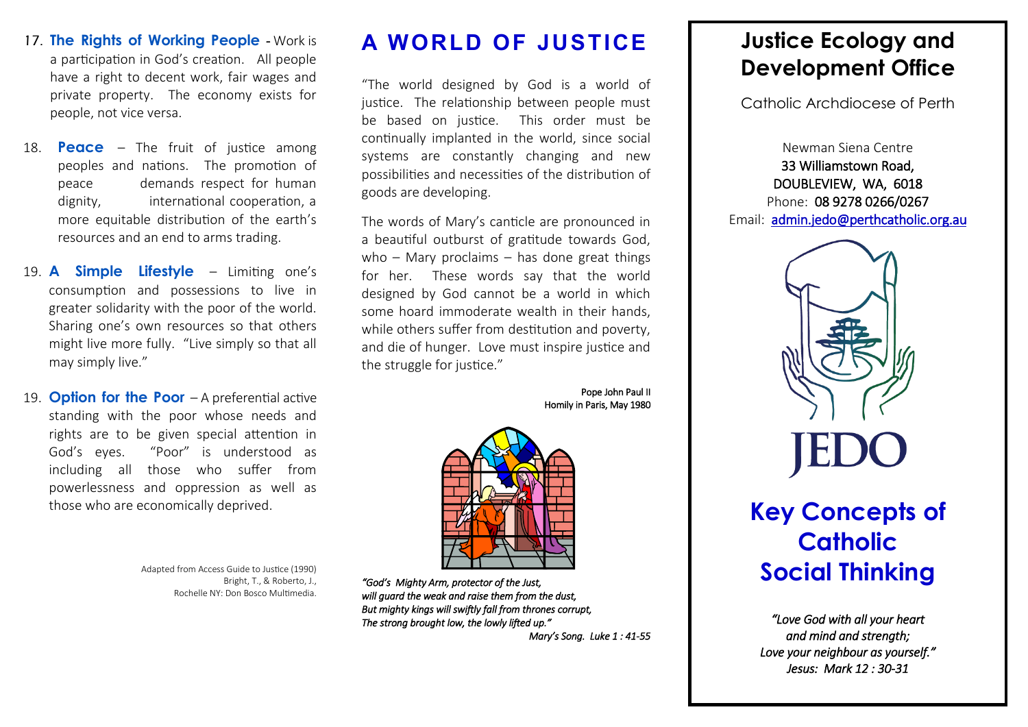17. **The Rights of Working People** - Work is a participation in God's creation. All people have a right to decent work, fair wages and private property. The economy exists for people, not vice versa.

18. **Peace** – The fruit of justice among peoples and nations. The promotion of peace demands respect for human dignity, international cooperation, a more equitable distribution of the earth's resources and an end to arms trading.

19. **A Simple Lifestyle** – Limiting one's consumption and possessions to live in greater solidarity with the poor of the world. Sharing one's own resources so that others might live more fully. "Live simply so that all may simply live."

19. **Option for the Poor** – A preferential active standing with the poor whose needs and rights are to be given special attention in God's eyes. "Poor" is understood as including all those who suffer from powerlessness and oppression as well as those who are economically deprived.

Adapted from Access Guide to Justice (1990)
Bright, T., & Roberto, J.,
Rochelle NY: Don Bosco Multimedia.

# A WORLD OF JUSTICE

"The world designed by God is a world of justice. The relationship between people must be based on justice. This order must be continually implanted in the world, since social systems are constantly changing and new possibilities and necessities of the distribution of goods are developing.

The words of Mary's canticle are pronounced in a beautiful outburst of gratitude towards God, who – Mary proclaims – has done great things for her. These words say that the world designed by God cannot be a world in which some hoard immoderate wealth in their hands, while others suffer from destitution and poverty, and die of hunger. Love must inspire justice and the struggle for justice."

Pope John Paul II
Homily in Paris, May 1980

*"God's Mighty Arm, protector of the Just,*
*will guard the weak and raise them from the dust,*
*But mighty kings will swiftly fall from thrones corrupt,*
*The strong brought low, the lowly lifted up."*
*Mary's Song. Luke 1 : 41-55*

# Justice Ecology and Development Office

Catholic Archdiocese of Perth

Newman Siena Centre
33 Williamstown Road,
DOUBLEVIEW, WA, 6018
Phone: 08 9278 0266/0267
Email: admin.jedo@perthcatholic.org.au

JEDO

# Key Concepts of Catholic Social Thinking

*"Love God with all your heart*
*and mind and strength;*
*Love your neighbour as yourself."*
*Jesus: Mark 12 : 30-31*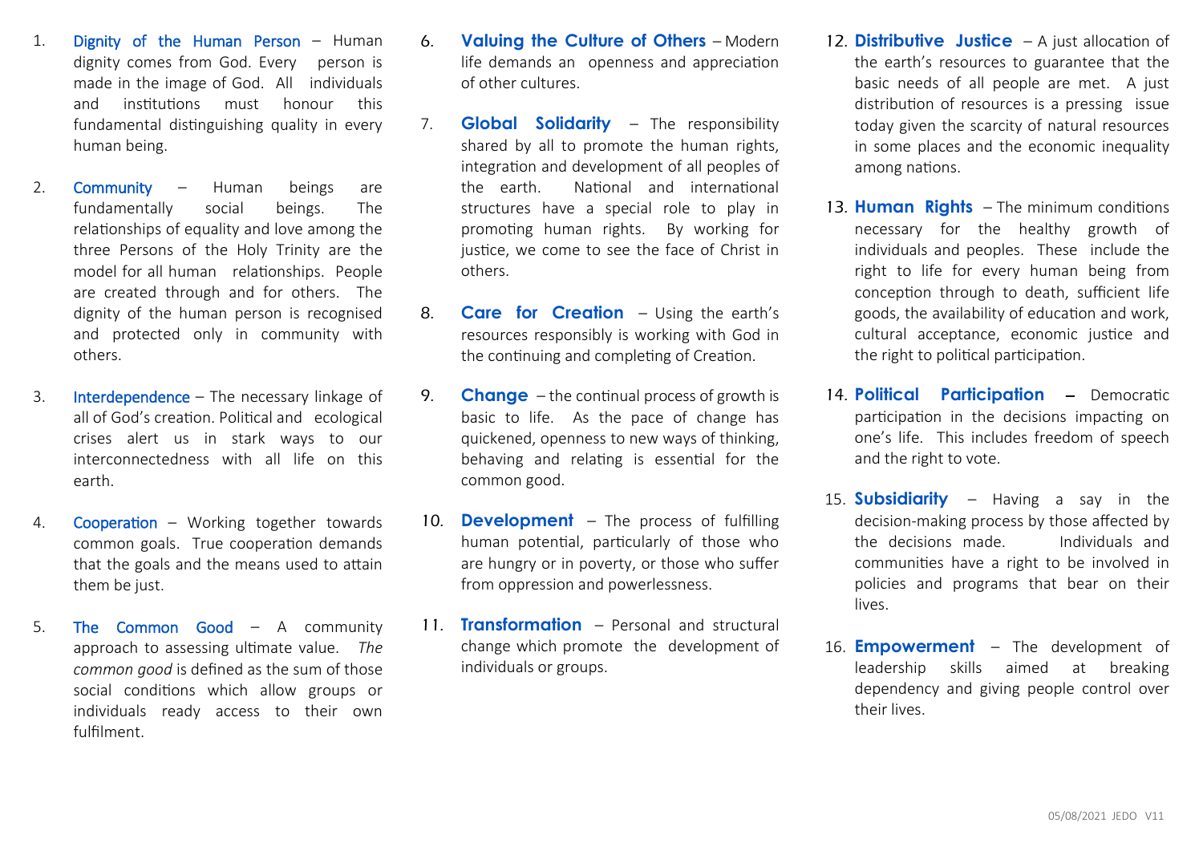1. **Dignity of the Human Person** – Human dignity comes from God. Every person is made in the image of God. All individuals and institutions must honour this fundamental distinguishing quality in every human being.

2. **Community** – Human beings are fundamentally social beings. The relationships of equality and love among the three Persons of the Holy Trinity are the model for all human relationships. People are created through and for others. The dignity of the human person is recognised and protected only in community with others.

3. **Interdependence** – The necessary linkage of all of God's creation. Political and ecological crises alert us in stark ways to our interconnectedness with all life on this earth.

4. **Cooperation** – Working together towards common goals. True cooperation demands that the goals and the means used to attain them be just.

5. **The Common Good** – A community approach to assessing ultimate value. *The common good* is defined as the sum of those social conditions which allow groups or individuals ready access to their own fulfilment.

6. **Valuing the Culture of Others** – Modern life demands an openness and appreciation of other cultures.

7. **Global Solidarity** – The responsibility shared by all to promote the human rights, integration and development of all peoples of the earth. National and international structures have a special role to play in promoting human rights. By working for justice, we come to see the face of Christ in others.

8. **Care for Creation** – Using the earth's resources responsibly is working with God in the continuing and completing of Creation.

9. **Change** – the continual process of growth is basic to life. As the pace of change has quickened, openness to new ways of thinking, behaving and relating is essential for the common good.

10. **Development** – The process of fulfilling human potential, particularly of those who are hungry or in poverty, or those who suffer from oppression and powerlessness.

11. **Transformation** – Personal and structural change which promote the development of individuals or groups.

12. **Distributive Justice** – A just allocation of the earth's resources to guarantee that the basic needs of all people are met. A just distribution of resources is a pressing issue today given the scarcity of natural resources in some places and the economic inequality among nations.

13. **Human Rights** – The minimum conditions necessary for the healthy growth of individuals and peoples. These include the right to life for every human being from conception through to death, sufficient life goods, the availability of education and work, cultural acceptance, economic justice and the right to political participation.

14. **Political Participation** – Democratic participation in the decisions impacting on one's life. This includes freedom of speech and the right to vote.

15. **Subsidiarity** – Having a say in the decision-making process by those affected by the decisions made. Individuals and communities have a right to be involved in policies and programs that bear on their lives.

16. **Empowerment** – The development of leadership skills aimed at breaking dependency and giving people control over their lives.

05/08/2021 JEDO V11